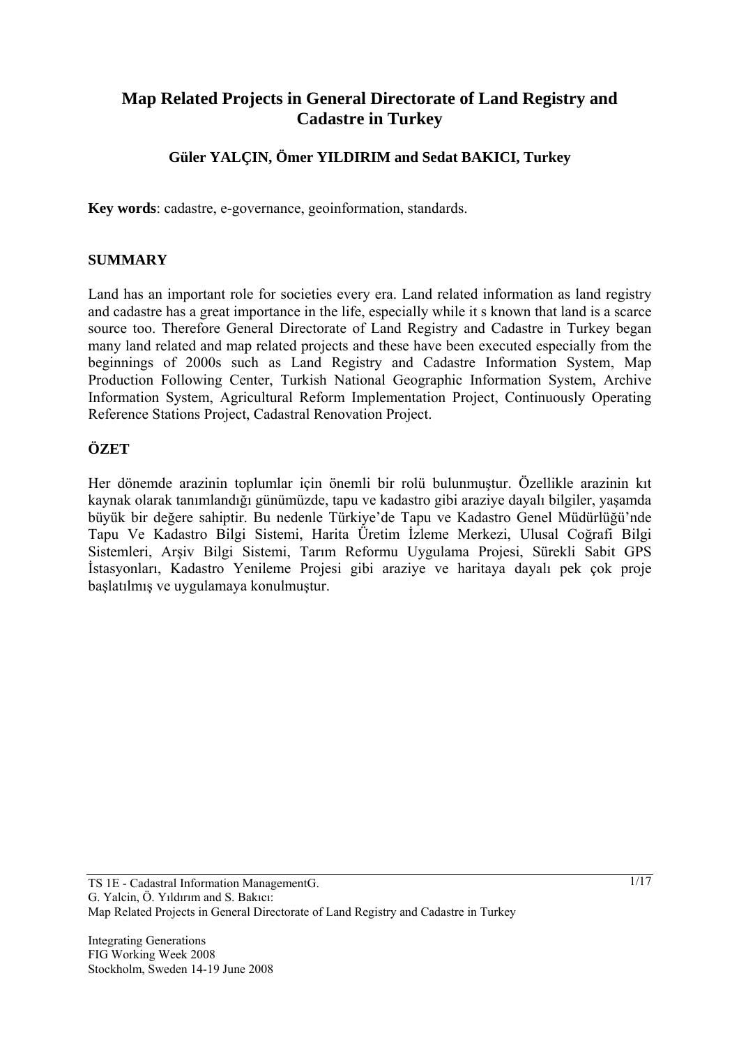# Map Related Projects in General Directorate of Land Registry and Cadastre in Turkey

**Güler YALÇIN, Ömer YILDIRIM and Sedat BAKICI, Turkey**

**Key words**: cadastre, e-governance, geoinformation, standards.

## SUMMARY

Land has an important role for societies every era. Land related information as land registry and cadastre has a great importance in the life, especially while it s known that land is a scarce source too. Therefore General Directorate of Land Registry and Cadastre in Turkey began many land related and map related projects and these have been executed especially from the beginnings of 2000s such as Land Registry and Cadastre Information System, Map Production Following Center, Turkish National Geographic Information System, Archive Information System, Agricultural Reform Implementation Project, Continuously Operating Reference Stations Project, Cadastral Renovation Project.

## ÖZET

Her dönemde arazinin toplumlar için önemli bir rolü bulunmuştur. Özellikle arazinin kıt kaynak olarak tanımlandığı günümüzde, tapu ve kadastro gibi araziye dayalı bilgiler, yaşamda büyük bir değere sahiptir. Bu nedenle Türkiye'de Tapu ve Kadastro Genel Müdürlüğü'nde Tapu Ve Kadastro Bilgi Sistemi, Harita Üretim İzleme Merkezi, Ulusal Coğrafi Bilgi Sistemleri, Arşiv Bilgi Sistemi, Tarım Reformu Uygulama Projesi, Sürekli Sabit GPS İstasyonları, Kadastro Yenileme Projesi gibi araziye ve haritaya dayalı pek çok proje başlatılmış ve uygulamaya konulmuştur.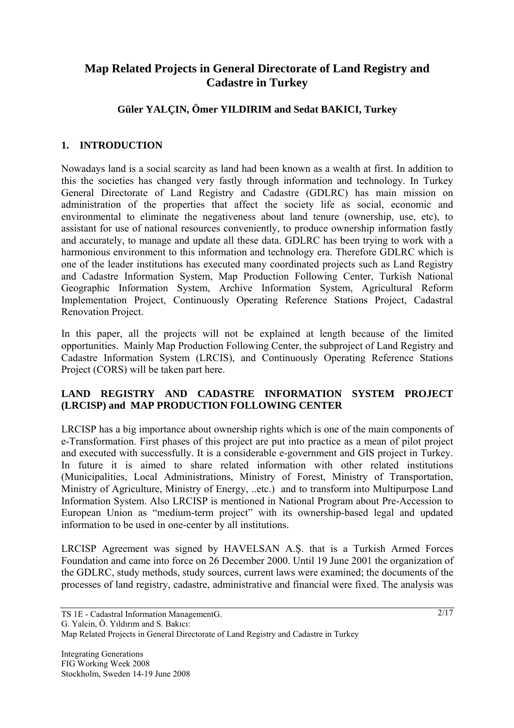# Map Related Projects in General Directorate of Land Registry and Cadastre in Turkey

**Güler YALÇIN, Ömer YILDIRIM and Sedat BAKICI, Turkey**

## 1. INTRODUCTION

Nowadays land is a social scarcity as land had been known as a wealth at first. In addition to this the societies has changed very fastly through information and technology. In Turkey General Directorate of Land Registry and Cadastre (GDLRC) has main mission on administration of the properties that affect the society life as social, economic and environmental to eliminate the negativeness about land tenure (ownership, use, etc), to assistant for use of national resources conveniently, to produce ownership information fastly and accurately, to manage and update all these data. GDLRC has been trying to work with a harmonious environment to this information and technology era. Therefore GDLRC which is one of the leader institutions has executed many coordinated projects such as Land Registry and Cadastre Information System, Map Production Following Center, Turkish National Geographic Information System, Archive Information System, Agricultural Reform Implementation Project, Continuously Operating Reference Stations Project, Cadastral Renovation Project.

In this paper, all the projects will not be explained at length because of the limited opportunities. Mainly Map Production Following Center, the subproject of Land Registry and Cadastre Information System (LRCIS), and Continuously Operating Reference Stations Project (CORS) will be taken part here.

### LAND REGISTRY AND CADASTRE INFORMATION SYSTEM PROJECT (LRCISP) and MAP PRODUCTION FOLLOWING CENTER

LRCISP has a big importance about ownership rights which is one of the main components of e-Transformation. First phases of this project are put into practice as a mean of pilot project and executed with successfully. It is a considerable e-government and GIS project in Turkey. In future it is aimed to share related information with other related institutions (Municipalities, Local Administrations, Ministry of Forest, Ministry of Transportation, Ministry of Agriculture, Ministry of Energy, ..etc.) and to transform into Multipurpose Land Information System. Also LRCISP is mentioned in National Program about Pre-Accession to European Union as "medium-term project" with its ownership-based legal and updated information to be used in one-center by all institutions.

LRCISP Agreement was signed by HAVELSAN A.Ş. that is a Turkish Armed Forces Foundation and came into force on 26 December 2000. Until 19 June 2001 the organization of the GDLRC, study methods, study sources, current laws were examined; the documents of the processes of land registry, cadastre, administrative and financial were fixed. The analysis was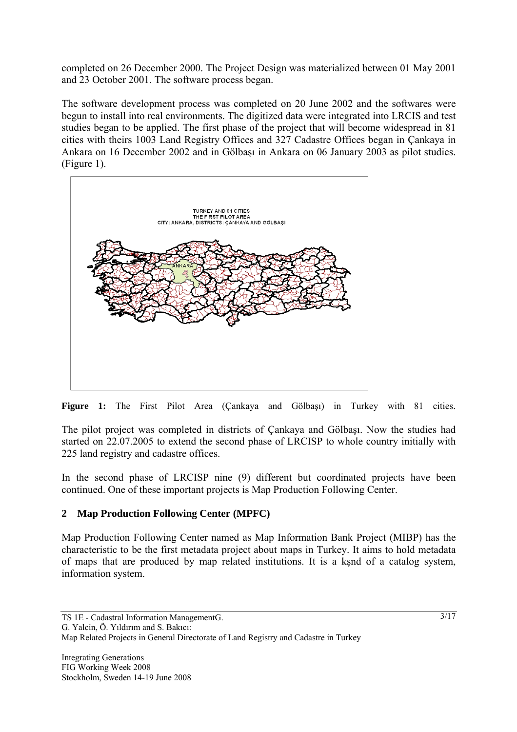completed on 26 December 2000. The Project Design was materialized between 01 May 2001 and 23 October 2001. The software process began.

The software development process was completed on 20 June 2002 and the softwares were begun to install into real environments. The digitized data were integrated into LRCIS and test studies began to be applied. The first phase of the project that will become widespread in 81 cities with theirs 1003 Land Registry Offices and 327 Cadastre Offices began in Çankaya in Ankara on 16 December 2002 and in Gölbaşı in Ankara on 06 January 2003 as pilot studies. (Figure 1).

**Figure 1:** The First Pilot Area (Çankaya and Gölbaşı) in Turkey with 81 cities.

The pilot project was completed in districts of Çankaya and Gölbaşı. Now the studies had started on 22.07.2005 to extend the second phase of LRCISP to whole country initially with 225 land registry and cadastre offices.

In the second phase of LRCISP nine (9) different but coordinated projects have been continued. One of these important projects is Map Production Following Center.

## 2 Map Production Following Center (MPFC)

Map Production Following Center named as Map Information Bank Project (MIBP) has the characteristic to be the first metadata project about maps in Turkey. It aims to hold metadata of maps that are produced by map related institutions. It is a kşnd of a catalog system, information system.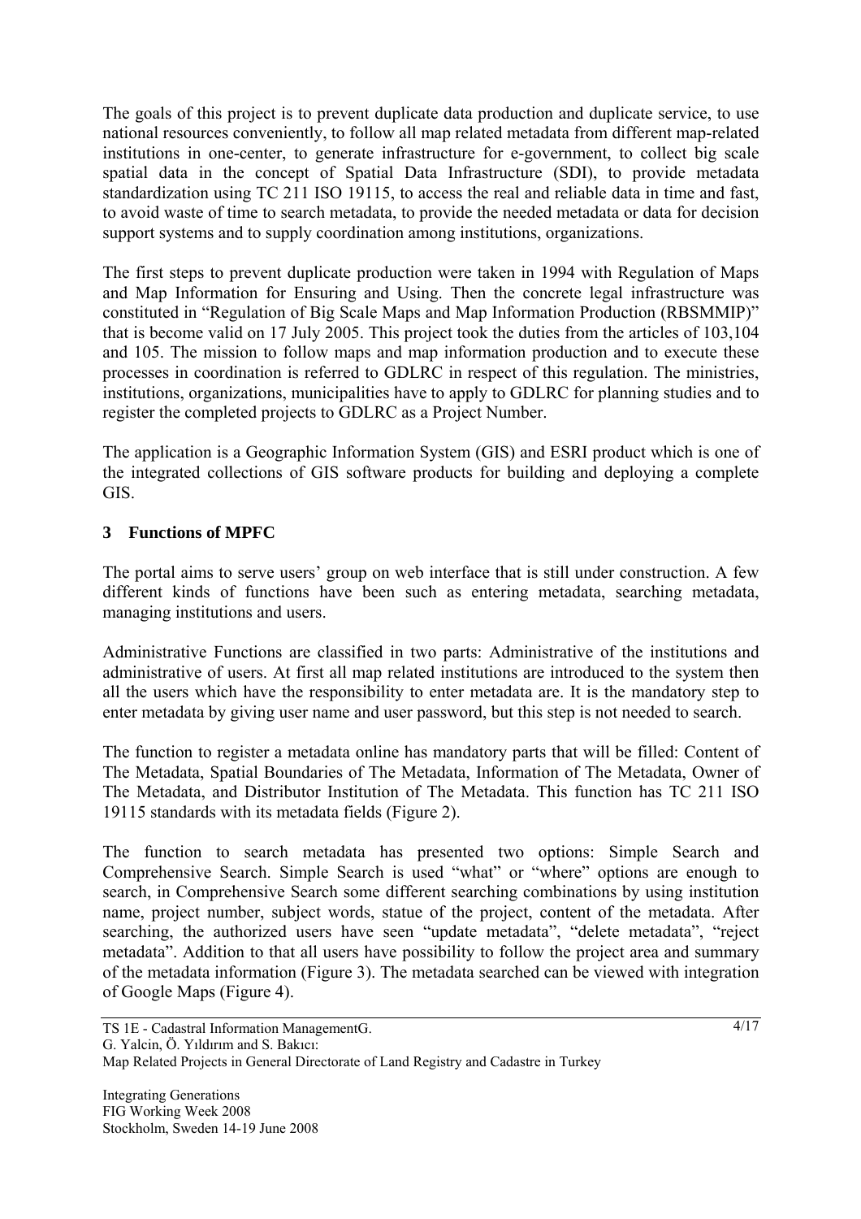The goals of this project is to prevent duplicate data production and duplicate service, to use national resources conveniently, to follow all map related metadata from different map-related institutions in one-center, to generate infrastructure for e-government, to collect big scale spatial data in the concept of Spatial Data Infrastructure (SDI), to provide metadata standardization using TC 211 ISO 19115, to access the real and reliable data in time and fast, to avoid waste of time to search metadata, to provide the needed metadata or data for decision support systems and to supply coordination among institutions, organizations.

The first steps to prevent duplicate production were taken in 1994 with Regulation of Maps and Map Information for Ensuring and Using. Then the concrete legal infrastructure was constituted in "Regulation of Big Scale Maps and Map Information Production (RBSMMIP)" that is become valid on 17 July 2005. This project took the duties from the articles of 103,104 and 105. The mission to follow maps and map information production and to execute these processes in coordination is referred to GDLRC in respect of this regulation. The ministries, institutions, organizations, municipalities have to apply to GDLRC for planning studies and to register the completed projects to GDLRC as a Project Number.

The application is a Geographic Information System (GIS) and ESRI product which is one of the integrated collections of GIS software products for building and deploying a complete GIS.

## 3 Functions of MPFC

The portal aims to serve users' group on web interface that is still under construction. A few different kinds of functions have been such as entering metadata, searching metadata, managing institutions and users.

Administrative Functions are classified in two parts: Administrative of the institutions and administrative of users. At first all map related institutions are introduced to the system then all the users which have the responsibility to enter metadata are. It is the mandatory step to enter metadata by giving user name and user password, but this step is not needed to search.

The function to register a metadata online has mandatory parts that will be filled: Content of The Metadata, Spatial Boundaries of The Metadata, Information of The Metadata, Owner of The Metadata, and Distributor Institution of The Metadata. This function has TC 211 ISO 19115 standards with its metadata fields (Figure 2).

The function to search metadata has presented two options: Simple Search and Comprehensive Search. Simple Search is used "what" or "where" options are enough to search, in Comprehensive Search some different searching combinations by using institution name, project number, subject words, statue of the project, content of the metadata. After searching, the authorized users have seen "update metadata", "delete metadata", "reject metadata". Addition to that all users have possibility to follow the project area and summary of the metadata information (Figure 3). The metadata searched can be viewed with integration of Google Maps (Figure 4).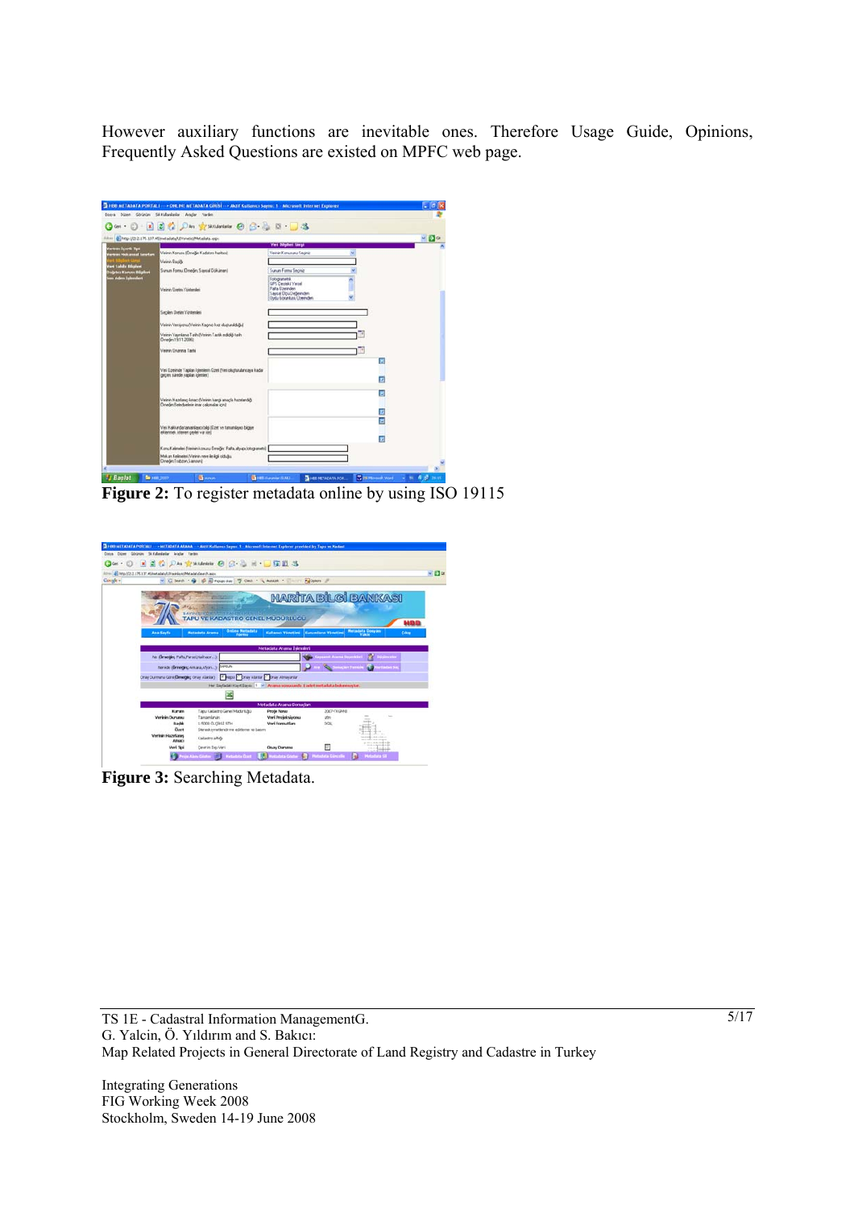However auxiliary functions are inevitable ones. Therefore Usage Guide, Opinions, Frequently Asked Questions are existed on MPFC web page.

**Figure 2:** To register metadata online by using ISO 19115

**Figure 3:** Searching Metadata.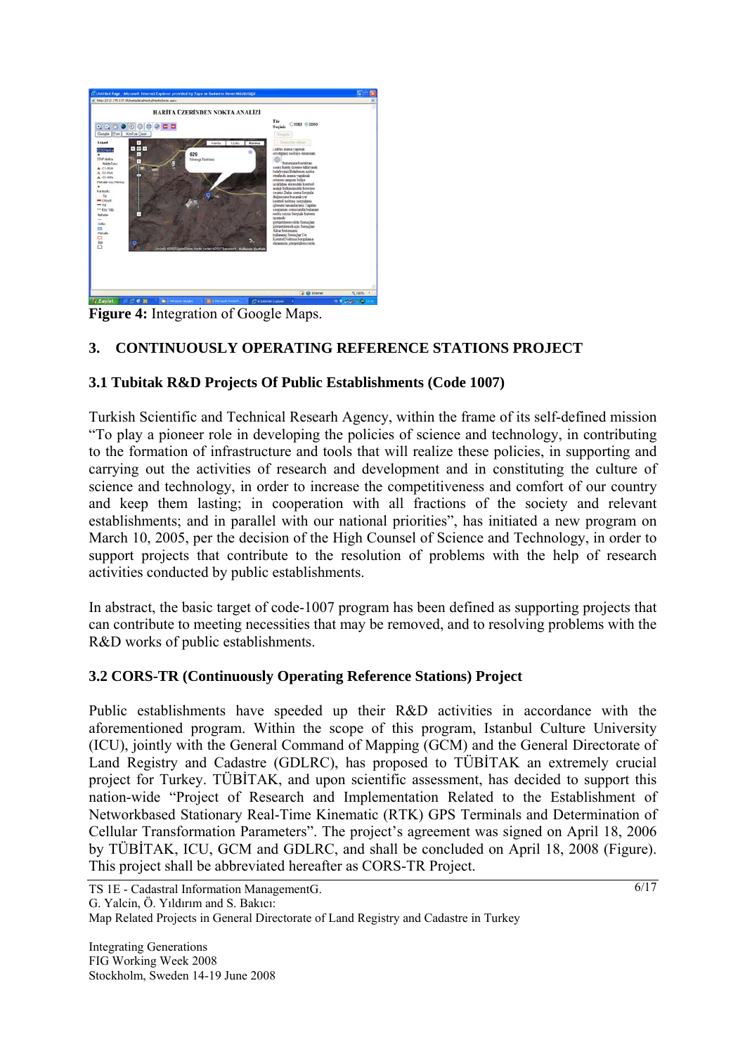**Figure 4:** Integration of Google Maps.

## 3. CONTINUOUSLY OPERATING REFERENCE STATIONS PROJECT

### 3.1 Tubitak R&D Projects Of Public Establishments (Code 1007)

Turkish Scientific and Technical Researh Agency, within the frame of its self-defined mission "To play a pioneer role in developing the policies of science and technology, in contributing to the formation of infrastructure and tools that will realize these policies, in supporting and carrying out the activities of research and development and in constituting the culture of science and technology, in order to increase the competitiveness and comfort of our country and keep them lasting; in cooperation with all fractions of the society and relevant establishments; and in parallel with our national priorities", has initiated a new program on March 10, 2005, per the decision of the High Counsel of Science and Technology, in order to support projects that contribute to the resolution of problems with the help of research activities conducted by public establishments.

In abstract, the basic target of code-1007 program has been defined as supporting projects that can contribute to meeting necessities that may be removed, and to resolving problems with the R&D works of public establishments.

### 3.2 CORS-TR (Continuously Operating Reference Stations) Project

Public establishments have speeded up their R&D activities in accordance with the aforementioned program. Within the scope of this program, Istanbul Culture University (ICU), jointly with the General Command of Mapping (GCM) and the General Directorate of Land Registry and Cadastre (GDLRC), has proposed to TÜBİTAK an extremely crucial project for Turkey. TÜBİTAK, and upon scientific assessment, has decided to support this nation-wide "Project of Research and Implementation Related to the Establishment of Networkbased Stationary Real-Time Kinematic (RTK) GPS Terminals and Determination of Cellular Transformation Parameters". The project's agreement was signed on April 18, 2006 by TÜBİTAK, ICU, GCM and GDLRC, and shall be concluded on April 18, 2008 (Figure). This project shall be abbreviated hereafter as CORS-TR Project.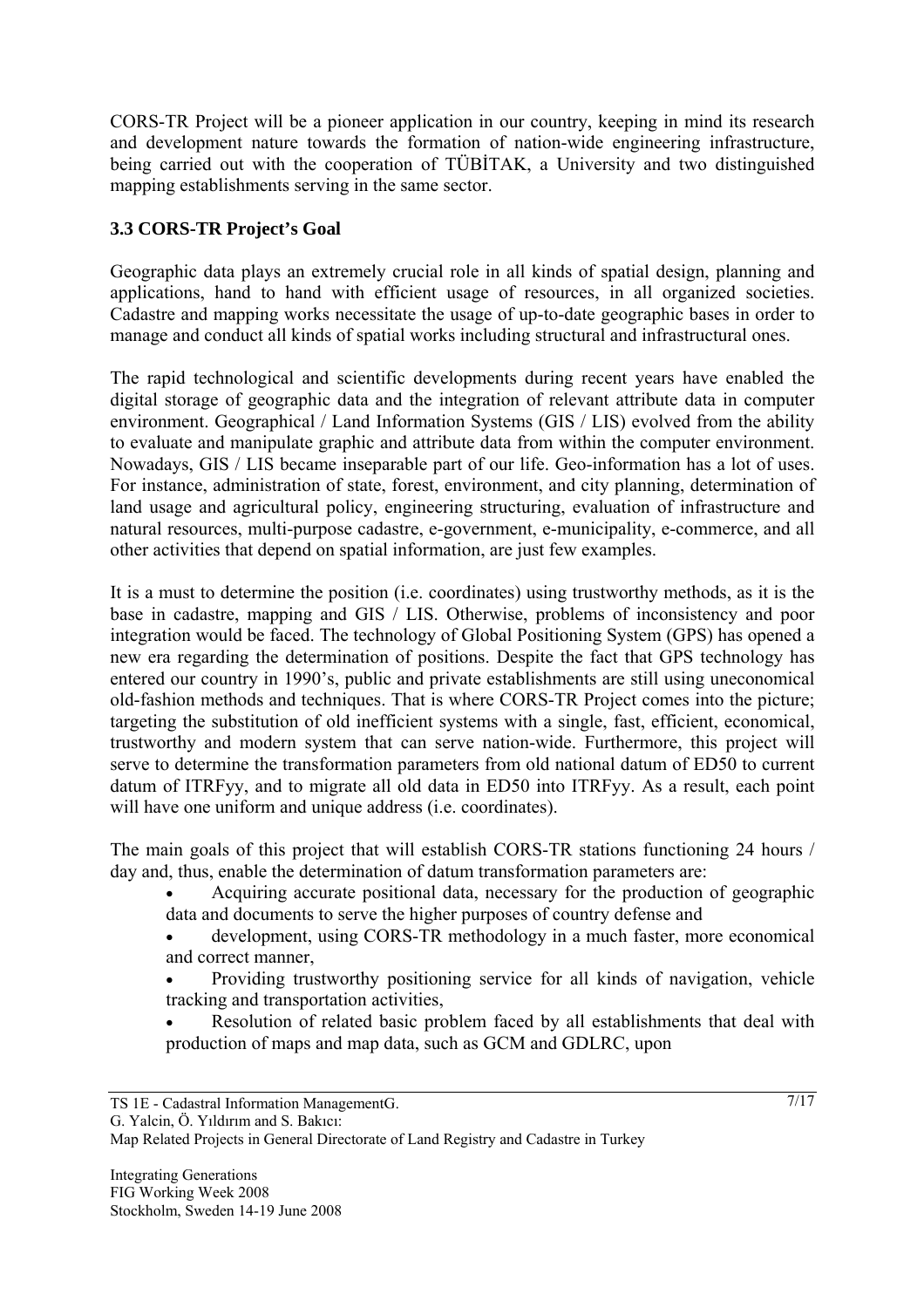CORS-TR Project will be a pioneer application in our country, keeping in mind its research and development nature towards the formation of nation-wide engineering infrastructure, being carried out with the cooperation of TÜBİTAK, a University and two distinguished mapping establishments serving in the same sector.

### 3.3 CORS-TR Project's Goal

Geographic data plays an extremely crucial role in all kinds of spatial design, planning and applications, hand to hand with efficient usage of resources, in all organized societies. Cadastre and mapping works necessitate the usage of up-to-date geographic bases in order to manage and conduct all kinds of spatial works including structural and infrastructural ones.

The rapid technological and scientific developments during recent years have enabled the digital storage of geographic data and the integration of relevant attribute data in computer environment. Geographical / Land Information Systems (GIS / LIS) evolved from the ability to evaluate and manipulate graphic and attribute data from within the computer environment. Nowadays, GIS / LIS became inseparable part of our life. Geo-information has a lot of uses. For instance, administration of state, forest, environment, and city planning, determination of land usage and agricultural policy, engineering structuring, evaluation of infrastructure and natural resources, multi-purpose cadastre, e-government, e-municipality, e-commerce, and all other activities that depend on spatial information, are just few examples.

It is a must to determine the position (i.e. coordinates) using trustworthy methods, as it is the base in cadastre, mapping and GIS / LIS. Otherwise, problems of inconsistency and poor integration would be faced. The technology of Global Positioning System (GPS) has opened a new era regarding the determination of positions. Despite the fact that GPS technology has entered our country in 1990's, public and private establishments are still using uneconomical old-fashion methods and techniques. That is where CORS-TR Project comes into the picture; targeting the substitution of old inefficient systems with a single, fast, efficient, economical, trustworthy and modern system that can serve nation-wide. Furthermore, this project will serve to determine the transformation parameters from old national datum of ED50 to current datum of ITRFyy, and to migrate all old data in ED50 into ITRFyy. As a result, each point will have one uniform and unique address (i.e. coordinates).

The main goals of this project that will establish CORS-TR stations functioning 24 hours / day and, thus, enable the determination of datum transformation parameters are:

- Acquiring accurate positional data, necessary for the production of geographic data and documents to serve the higher purposes of country defense and
- development, using CORS-TR methodology in a much faster, more economical and correct manner,
- Providing trustworthy positioning service for all kinds of navigation, vehicle tracking and transportation activities,
- Resolution of related basic problem faced by all establishments that deal with production of maps and map data, such as GCM and GDLRC, upon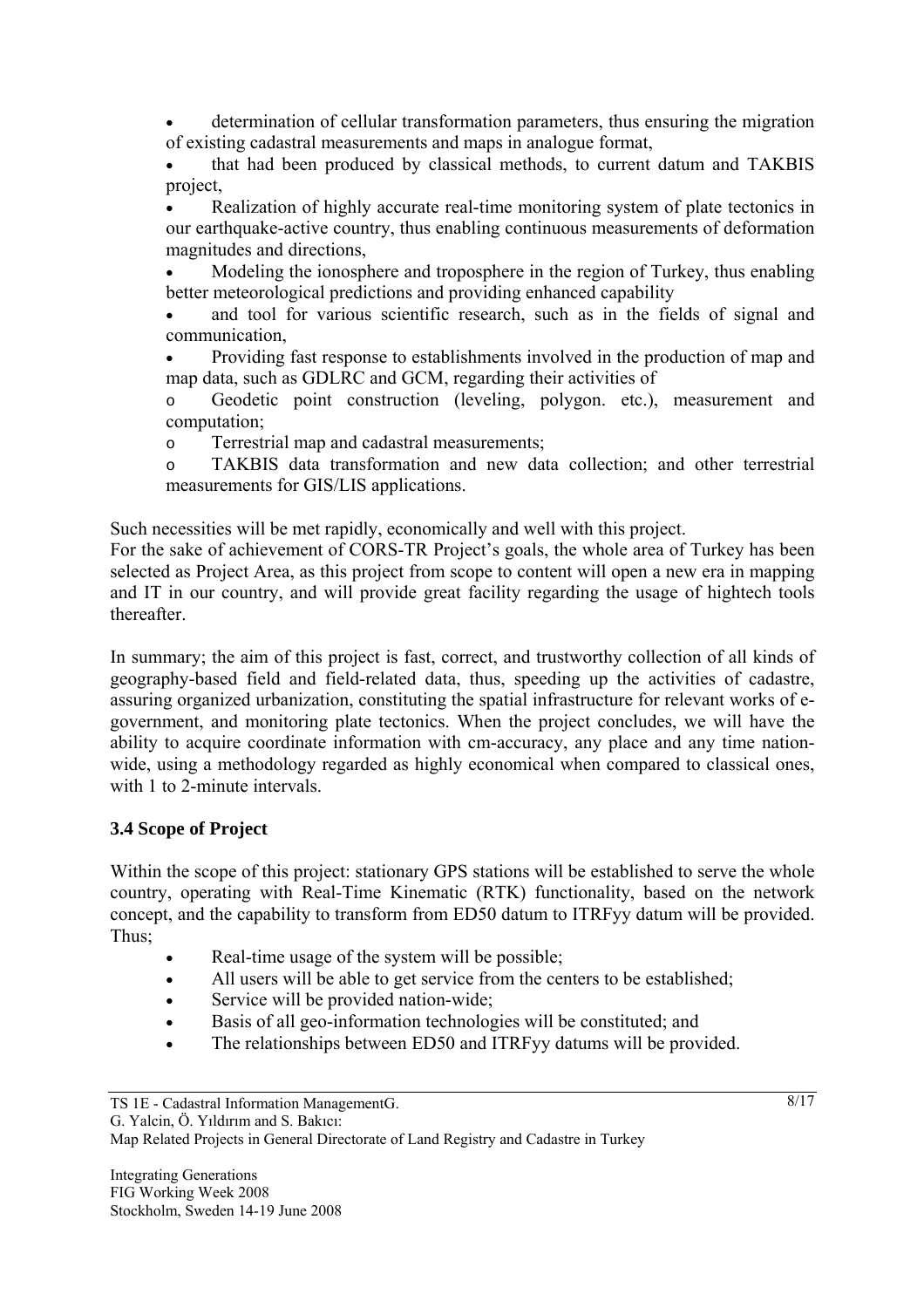- determination of cellular transformation parameters, thus ensuring the migration of existing cadastral measurements and maps in analogue format,
- that had been produced by classical methods, to current datum and TAKBIS project,
- Realization of highly accurate real-time monitoring system of plate tectonics in our earthquake-active country, thus enabling continuous measurements of deformation magnitudes and directions,
- Modeling the ionosphere and troposphere in the region of Turkey, thus enabling better meteorological predictions and providing enhanced capability
- and tool for various scientific research, such as in the fields of signal and communication,
- Providing fast response to establishments involved in the production of map and map data, such as GDLRC and GCM, regarding their activities of
  - Geodetic point construction (leveling, polygon. etc.), measurement and computation;
  - Terrestrial map and cadastral measurements;
  - TAKBIS data transformation and new data collection; and other terrestrial measurements for GIS/LIS applications.

Such necessities will be met rapidly, economically and well with this project.
For the sake of achievement of CORS-TR Project's goals, the whole area of Turkey has been selected as Project Area, as this project from scope to content will open a new era in mapping and IT in our country, and will provide great facility regarding the usage of hightech tools thereafter.

In summary; the aim of this project is fast, correct, and trustworthy collection of all kinds of geography-based field and field-related data, thus, speeding up the activities of cadastre, assuring organized urbanization, constituting the spatial infrastructure for relevant works of e-government, and monitoring plate tectonics. When the project concludes, we will have the ability to acquire coordinate information with cm-accuracy, any place and any time nation-wide, using a methodology regarded as highly economical when compared to classical ones, with 1 to 2-minute intervals.

### 3.4 Scope of Project

Within the scope of this project: stationary GPS stations will be established to serve the whole country, operating with Real-Time Kinematic (RTK) functionality, based on the network concept, and the capability to transform from ED50 datum to ITRFyy datum will be provided. Thus;

- Real-time usage of the system will be possible;
- All users will be able to get service from the centers to be established;
- Service will be provided nation-wide;
- Basis of all geo-information technologies will be constituted; and
- The relationships between ED50 and ITRFyy datums will be provided.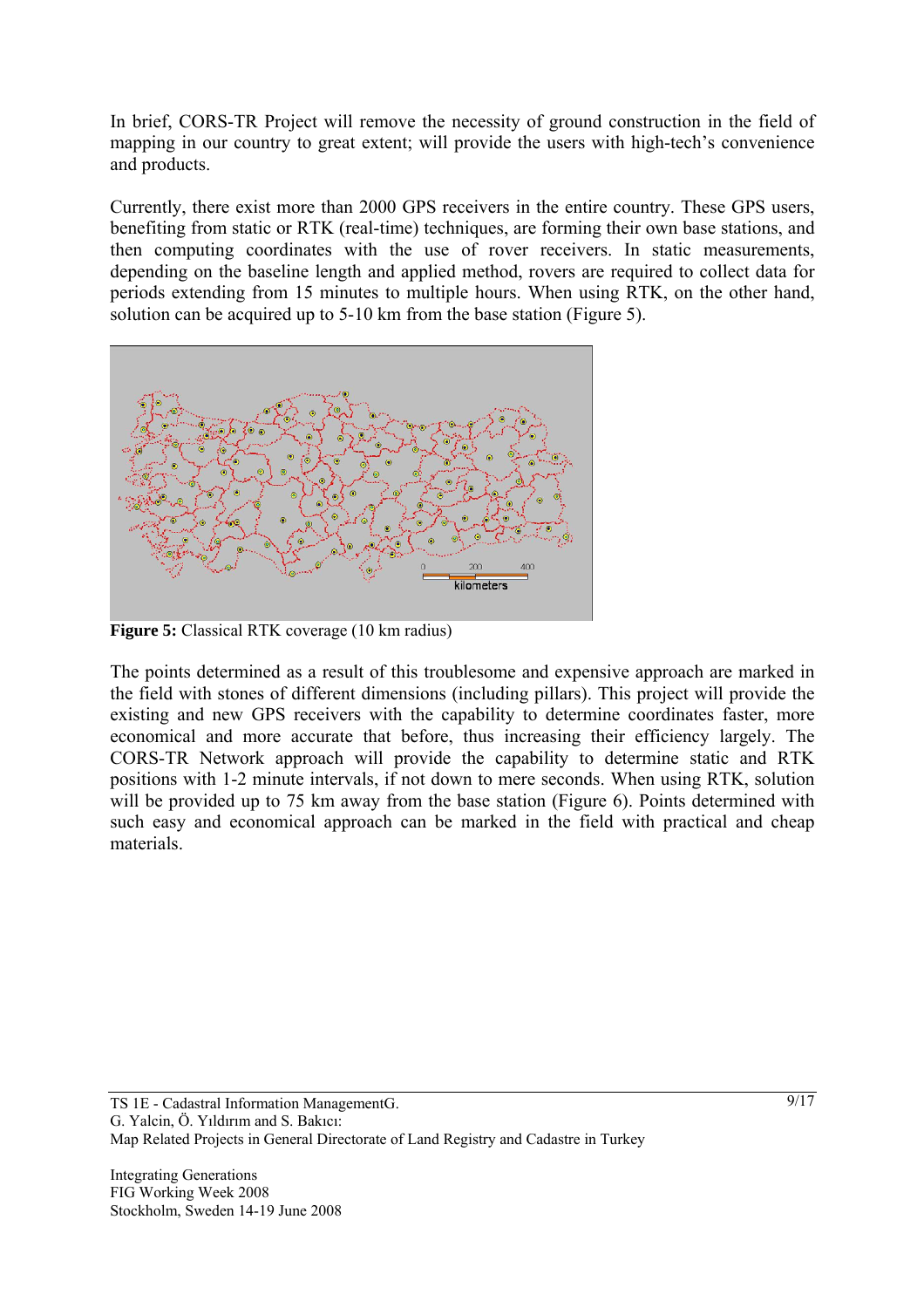In brief, CORS-TR Project will remove the necessity of ground construction in the field of mapping in our country to great extent; will provide the users with high-tech's convenience and products.

Currently, there exist more than 2000 GPS receivers in the entire country. These GPS users, benefiting from static or RTK (real-time) techniques, are forming their own base stations, and then computing coordinates with the use of rover receivers. In static measurements, depending on the baseline length and applied method, rovers are required to collect data for periods extending from 15 minutes to multiple hours. When using RTK, on the other hand, solution can be acquired up to 5-10 km from the base station (Figure 5).

**Figure 5:** Classical RTK coverage (10 km radius)

The points determined as a result of this troublesome and expensive approach are marked in the field with stones of different dimensions (including pillars). This project will provide the existing and new GPS receivers with the capability to determine coordinates faster, more economical and more accurate that before, thus increasing their efficiency largely. The CORS-TR Network approach will provide the capability to determine static and RTK positions with 1-2 minute intervals, if not down to mere seconds. When using RTK, solution will be provided up to 75 km away from the base station (Figure 6). Points determined with such easy and economical approach can be marked in the field with practical and cheap materials.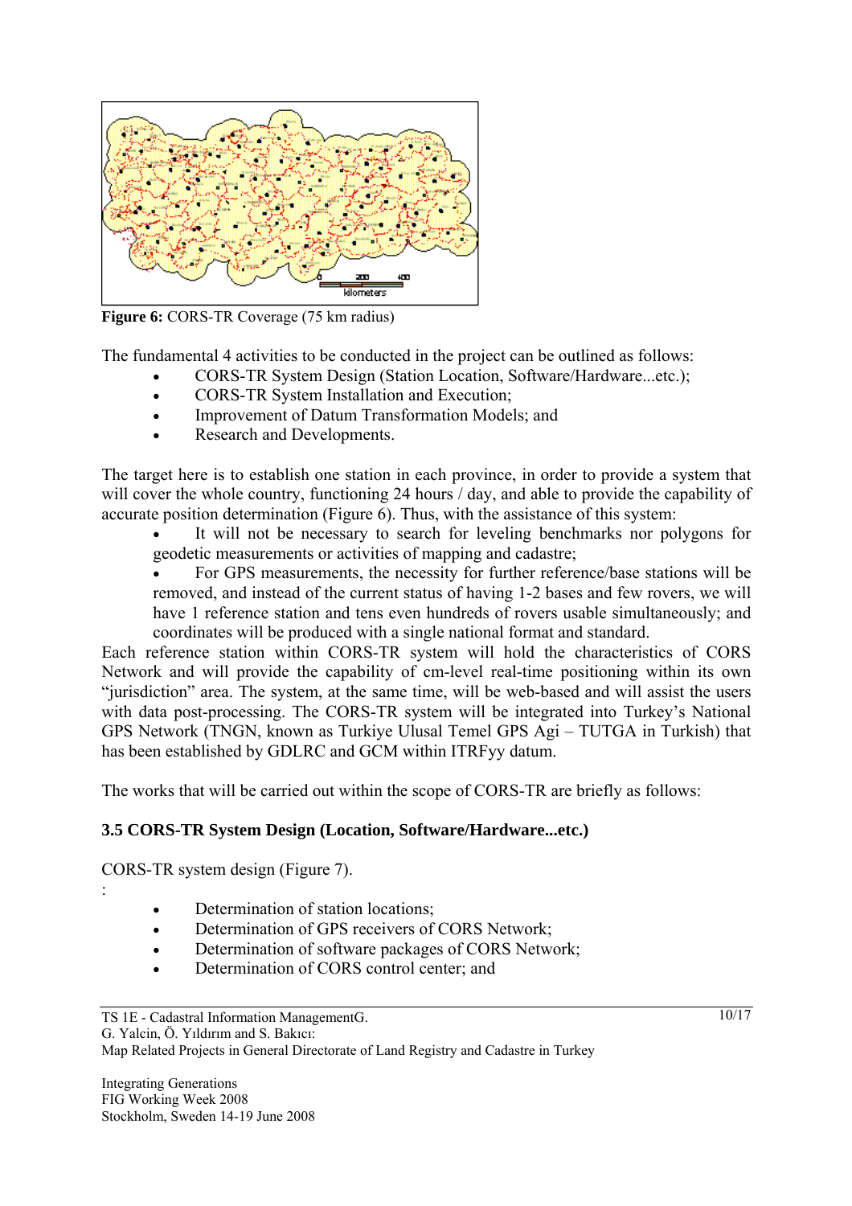**Figure 6:** CORS-TR Coverage (75 km radius)

The fundamental 4 activities to be conducted in the project can be outlined as follows:

- CORS-TR System Design (Station Location, Software/Hardware...etc.);
- CORS-TR System Installation and Execution;
- Improvement of Datum Transformation Models; and
- Research and Developments.

The target here is to establish one station in each province, in order to provide a system that will cover the whole country, functioning 24 hours / day, and able to provide the capability of accurate position determination (Figure 6). Thus, with the assistance of this system:

- It will not be necessary to search for leveling benchmarks nor polygons for geodetic measurements or activities of mapping and cadastre;
- For GPS measurements, the necessity for further reference/base stations will be removed, and instead of the current status of having 1-2 bases and few rovers, we will have 1 reference station and tens even hundreds of rovers usable simultaneously; and coordinates will be produced with a single national format and standard.

Each reference station within CORS-TR system will hold the characteristics of CORS Network and will provide the capability of cm-level real-time positioning within its own "jurisdiction" area. The system, at the same time, will be web-based and will assist the users with data post-processing. The CORS-TR system will be integrated into Turkey's National GPS Network (TNGN, known as Turkiye Ulusal Temel GPS Agi – TUTGA in Turkish) that has been established by GDLRC and GCM within ITRFyy datum.

The works that will be carried out within the scope of CORS-TR are briefly as follows:

### 3.5 CORS-TR System Design (Location, Software/Hardware...etc.)

CORS-TR system design (Figure 7).

:

- Determination of station locations;
- Determination of GPS receivers of CORS Network;
- Determination of software packages of CORS Network;
- Determination of CORS control center; and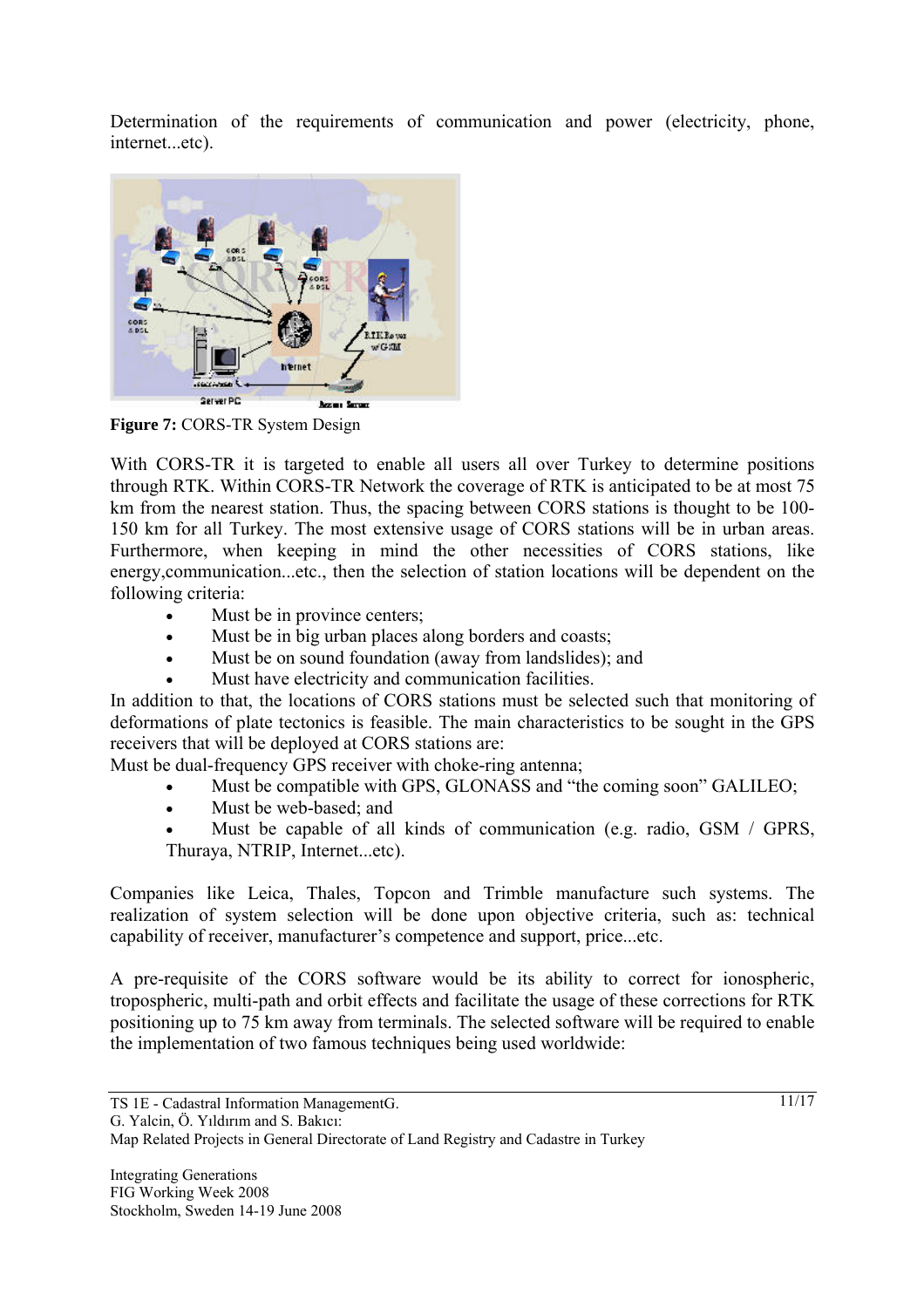Determination of the requirements of communication and power (electricity, phone, internet...etc).

**Figure 7:** CORS-TR System Design

With CORS-TR it is targeted to enable all users all over Turkey to determine positions through RTK. Within CORS-TR Network the coverage of RTK is anticipated to be at most 75 km from the nearest station. Thus, the spacing between CORS stations is thought to be 100-150 km for all Turkey. The most extensive usage of CORS stations will be in urban areas. Furthermore, when keeping in mind the other necessities of CORS stations, like energy,communication...etc., then the selection of station locations will be dependent on the following criteria:

- Must be in province centers;
- Must be in big urban places along borders and coasts;
- Must be on sound foundation (away from landslides); and
- Must have electricity and communication facilities.

In addition to that, the locations of CORS stations must be selected such that monitoring of deformations of plate tectonics is feasible. The main characteristics to be sought in the GPS receivers that will be deployed at CORS stations are:

Must be dual-frequency GPS receiver with choke-ring antenna;

- Must be compatible with GPS, GLONASS and "the coming soon" GALILEO;
- Must be web-based; and
- Must be capable of all kinds of communication (e.g. radio, GSM / GPRS, Thuraya, NTRIP, Internet...etc).

Companies like Leica, Thales, Topcon and Trimble manufacture such systems. The realization of system selection will be done upon objective criteria, such as: technical capability of receiver, manufacturer's competence and support, price...etc.

A pre-requisite of the CORS software would be its ability to correct for ionospheric, tropospheric, multi-path and orbit effects and facilitate the usage of these corrections for RTK positioning up to 75 km away from terminals. The selected software will be required to enable the implementation of two famous techniques being used worldwide: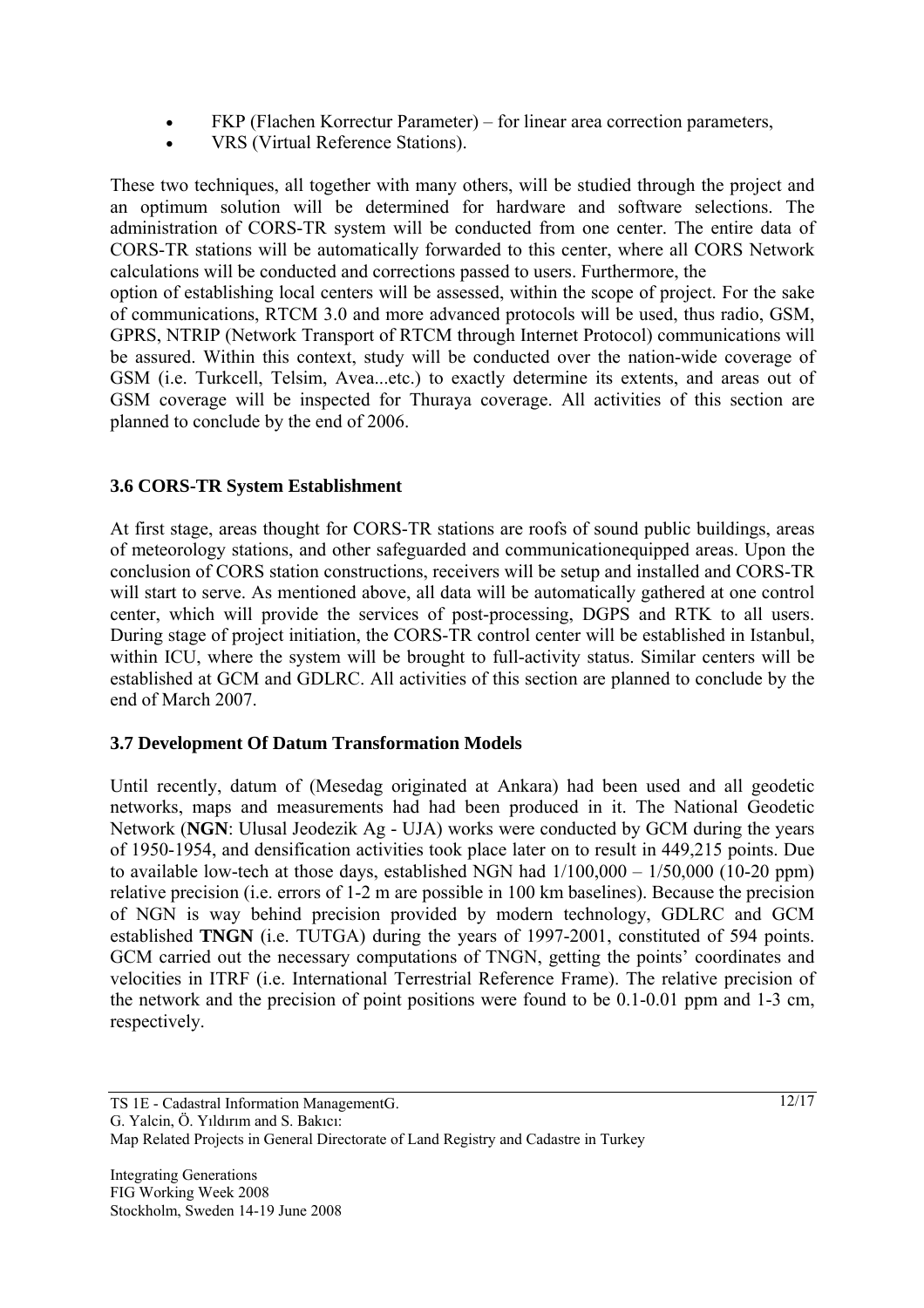- FKP (Flachen Korrectur Parameter) – for linear area correction parameters,
- VRS (Virtual Reference Stations).

These two techniques, all together with many others, will be studied through the project and an optimum solution will be determined for hardware and software selections. The administration of CORS-TR system will be conducted from one center. The entire data of CORS-TR stations will be automatically forwarded to this center, where all CORS Network calculations will be conducted and corrections passed to users. Furthermore, the option of establishing local centers will be assessed, within the scope of project. For the sake of communications, RTCM 3.0 and more advanced protocols will be used, thus radio, GSM, GPRS, NTRIP (Network Transport of RTCM through Internet Protocol) communications will be assured. Within this context, study will be conducted over the nation-wide coverage of GSM (i.e. Turkcell, Telsim, Avea...etc.) to exactly determine its extents, and areas out of GSM coverage will be inspected for Thuraya coverage. All activities of this section are planned to conclude by the end of 2006.

### 3.6 CORS-TR System Establishment

At first stage, areas thought for CORS-TR stations are roofs of sound public buildings, areas of meteorology stations, and other safeguarded and communicationequipped areas. Upon the conclusion of CORS station constructions, receivers will be setup and installed and CORS-TR will start to serve. As mentioned above, all data will be automatically gathered at one control center, which will provide the services of post-processing, DGPS and RTK to all users. During stage of project initiation, the CORS-TR control center will be established in Istanbul, within ICU, where the system will be brought to full-activity status. Similar centers will be established at GCM and GDLRC. All activities of this section are planned to conclude by the end of March 2007.

### 3.7 Development Of Datum Transformation Models

Until recently, datum of (Mesedag originated at Ankara) had been used and all geodetic networks, maps and measurements had had been produced in it. The National Geodetic Network (**NGN**: Ulusal Jeodezik Ag - UJA) works were conducted by GCM during the years of 1950-1954, and densification activities took place later on to result in 449,215 points. Due to available low-tech at those days, established NGN had 1/100,000 – 1/50,000 (10-20 ppm) relative precision (i.e. errors of 1-2 m are possible in 100 km baselines). Because the precision of NGN is way behind precision provided by modern technology, GDLRC and GCM established **TNGN** (i.e. TUTGA) during the years of 1997-2001, constituted of 594 points. GCM carried out the necessary computations of TNGN, getting the points' coordinates and velocities in ITRF (i.e. International Terrestrial Reference Frame). The relative precision of the network and the precision of point positions were found to be 0.1-0.01 ppm and 1-3 cm, respectively.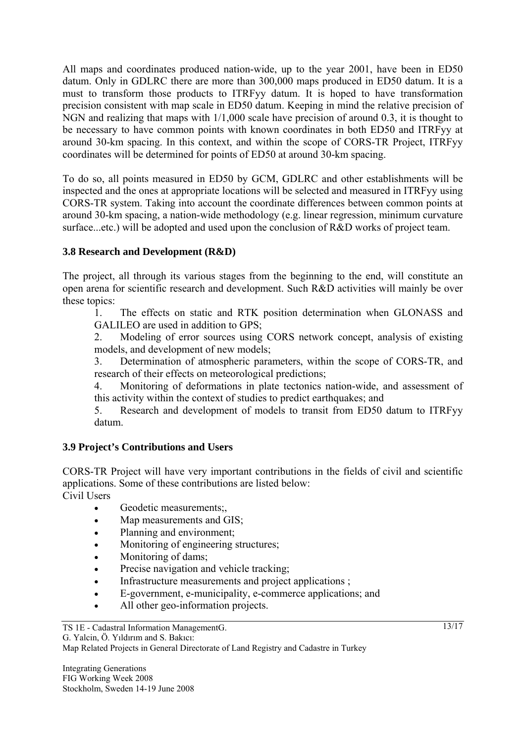All maps and coordinates produced nation-wide, up to the year 2001, have been in ED50 datum. Only in GDLRC there are more than 300,000 maps produced in ED50 datum. It is a must to transform those products to ITRFyy datum. It is hoped to have transformation precision consistent with map scale in ED50 datum. Keeping in mind the relative precision of NGN and realizing that maps with 1/1,000 scale have precision of around 0.3, it is thought to be necessary to have common points with known coordinates in both ED50 and ITRFyy at around 30-km spacing. In this context, and within the scope of CORS-TR Project, ITRFyy coordinates will be determined for points of ED50 at around 30-km spacing.

To do so, all points measured in ED50 by GCM, GDLRC and other establishments will be inspected and the ones at appropriate locations will be selected and measured in ITRFyy using CORS-TR system. Taking into account the coordinate differences between common points at around 30-km spacing, a nation-wide methodology (e.g. linear regression, minimum curvature surface...etc.) will be adopted and used upon the conclusion of R&D works of project team.

### 3.8 Research and Development (R&D)

The project, all through its various stages from the beginning to the end, will constitute an open arena for scientific research and development. Such R&D activities will mainly be over these topics:

1. The effects on static and RTK position determination when GLONASS and GALILEO are used in addition to GPS;
2. Modeling of error sources using CORS network concept, analysis of existing models, and development of new models;
3. Determination of atmospheric parameters, within the scope of CORS-TR, and research of their effects on meteorological predictions;
4. Monitoring of deformations in plate tectonics nation-wide, and assessment of this activity within the context of studies to predict earthquakes; and
5. Research and development of models to transit from ED50 datum to ITRFyy datum.

### 3.9 Project's Contributions and Users

CORS-TR Project will have very important contributions in the fields of civil and scientific applications. Some of these contributions are listed below:

Civil Users

- Geodetic measurements;,
- Map measurements and GIS;
- Planning and environment;
- Monitoring of engineering structures;
- Monitoring of dams;
- Precise navigation and vehicle tracking;
- Infrastructure measurements and project applications ;
- E-government, e-municipality, e-commerce applications; and
- All other geo-information projects.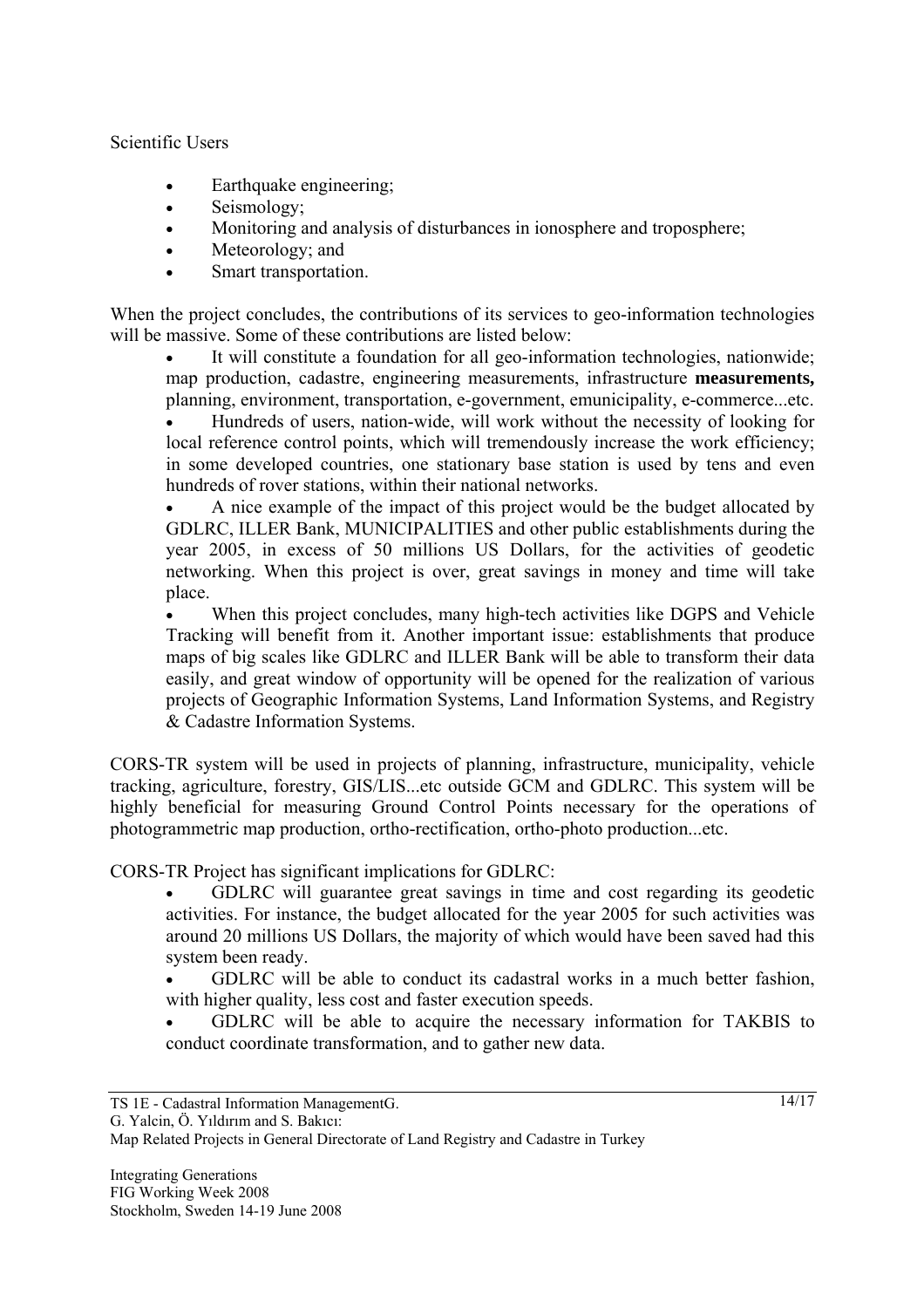Scientific Users

- Earthquake engineering;
- Seismology;
- Monitoring and analysis of disturbances in ionosphere and troposphere;
- Meteorology; and
- Smart transportation.

When the project concludes, the contributions of its services to geo-information technologies will be massive. Some of these contributions are listed below:

- It will constitute a foundation for all geo-information technologies, nationwide; map production, cadastre, engineering measurements, infrastructure **measurements,** planning, environment, transportation, e-government, emunicipality, e-commerce...etc.
- Hundreds of users, nation-wide, will work without the necessity of looking for local reference control points, which will tremendously increase the work efficiency; in some developed countries, one stationary base station is used by tens and even hundreds of rover stations, within their national networks.
- A nice example of the impact of this project would be the budget allocated by GDLRC, ILLER Bank, MUNICIPALITIES and other public establishments during the year 2005, in excess of 50 millions US Dollars, for the activities of geodetic networking. When this project is over, great savings in money and time will take place.
- When this project concludes, many high-tech activities like DGPS and Vehicle Tracking will benefit from it. Another important issue: establishments that produce maps of big scales like GDLRC and ILLER Bank will be able to transform their data easily, and great window of opportunity will be opened for the realization of various projects of Geographic Information Systems, Land Information Systems, and Registry & Cadastre Information Systems.

CORS-TR system will be used in projects of planning, infrastructure, municipality, vehicle tracking, agriculture, forestry, GIS/LIS...etc outside GCM and GDLRC. This system will be highly beneficial for measuring Ground Control Points necessary for the operations of photogrammetric map production, ortho-rectification, ortho-photo production...etc.

CORS-TR Project has significant implications for GDLRC:

- GDLRC will guarantee great savings in time and cost regarding its geodetic activities. For instance, the budget allocated for the year 2005 for such activities was around 20 millions US Dollars, the majority of which would have been saved had this system been ready.
- GDLRC will be able to conduct its cadastral works in a much better fashion, with higher quality, less cost and faster execution speeds.
- GDLRC will be able to acquire the necessary information for TAKBIS to conduct coordinate transformation, and to gather new data.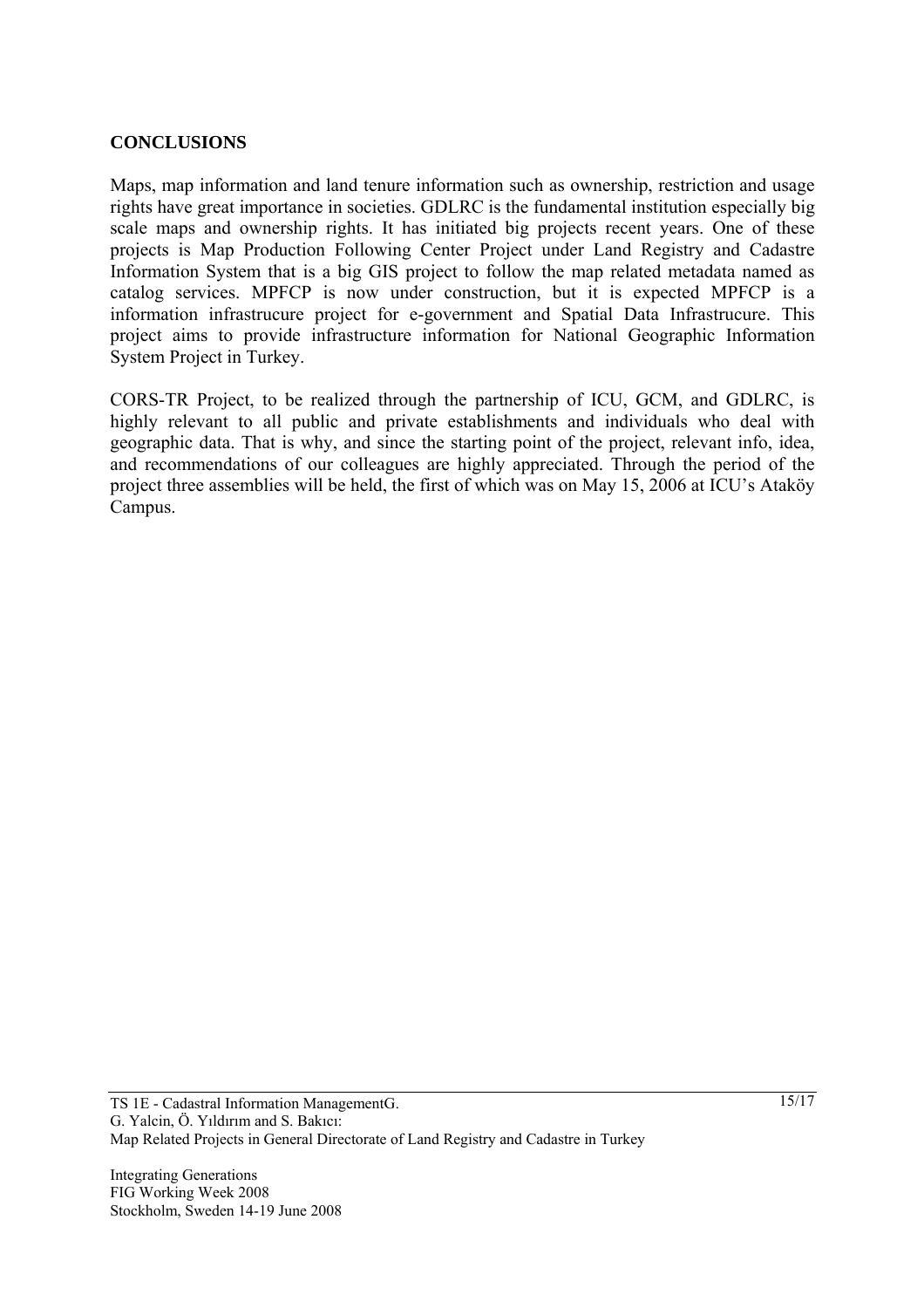## CONCLUSIONS

Maps, map information and land tenure information such as ownership, restriction and usage rights have great importance in societies. GDLRC is the fundamental institution especially big scale maps and ownership rights. It has initiated big projects recent years. One of these projects is Map Production Following Center Project under Land Registry and Cadastre Information System that is a big GIS project to follow the map related metadata named as catalog services. MPFCP is now under construction, but it is expected MPFCP is a information infrastrucure project for e-government and Spatial Data Infrastrucure. This project aims to provide infrastructure information for National Geographic Information System Project in Turkey.

CORS-TR Project, to be realized through the partnership of ICU, GCM, and GDLRC, is highly relevant to all public and private establishments and individuals who deal with geographic data. That is why, and since the starting point of the project, relevant info, idea, and recommendations of our colleagues are highly appreciated. Through the period of the project three assemblies will be held, the first of which was on May 15, 2006 at ICU's Ataköy Campus.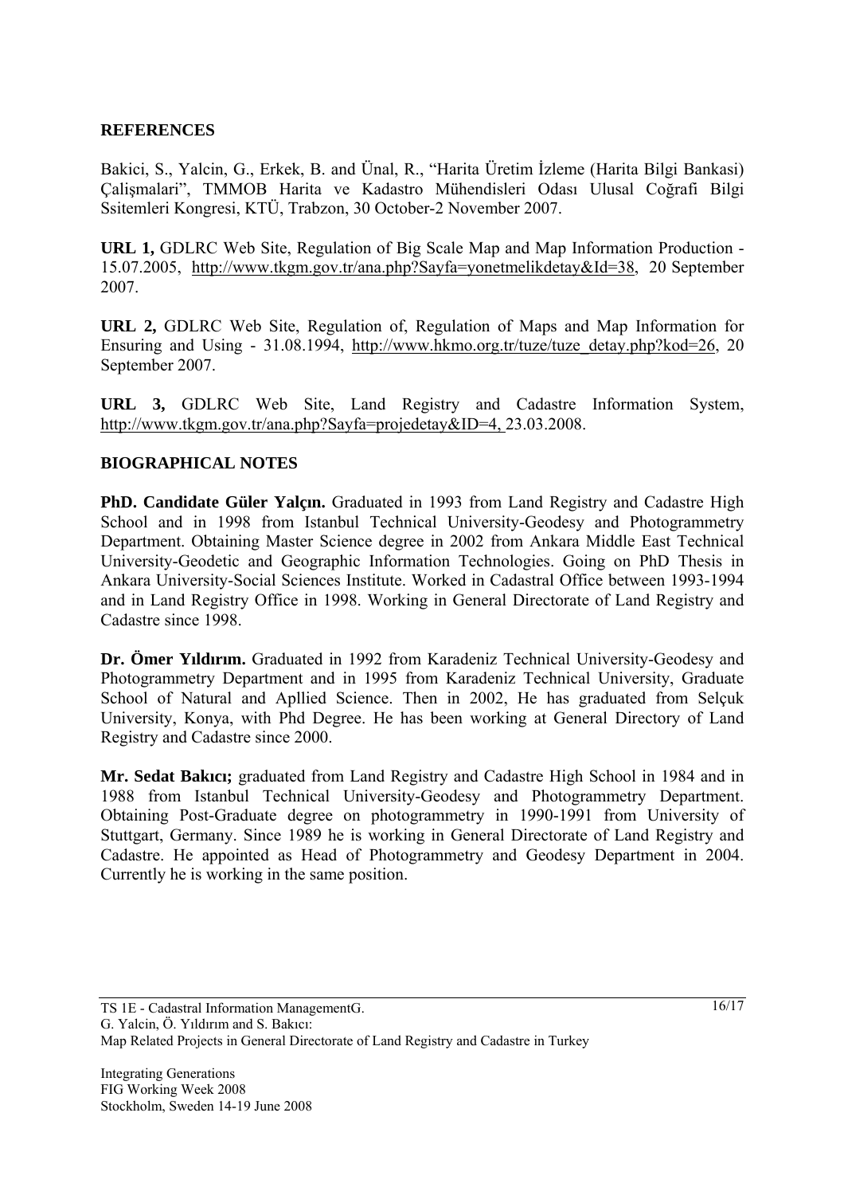## REFERENCES

Bakici, S., Yalcin, G., Erkek, B. and Ünal, R., "Harita Üretim İzleme (Harita Bilgi Bankasi) Çalişmalari", TMMOB Harita ve Kadastro Mühendisleri Odası Ulusal Coğrafi Bilgi Ssitemleri Kongresi, KTÜ, Trabzon, 30 October-2 November 2007.

**URL 1,** GDLRC Web Site, Regulation of Big Scale Map and Map Information Production - 15.07.2005, http://www.tkgm.gov.tr/ana.php?Sayfa=yonetmelikdetay&Id=38, 20 September 2007.

**URL 2,** GDLRC Web Site, Regulation of, Regulation of Maps and Map Information for Ensuring and Using - 31.08.1994, http://www.hkmo.org.tr/tuze/tuze_detay.php?kod=26, 20 September 2007.

**URL 3,** GDLRC Web Site, Land Registry and Cadastre Information System, http://www.tkgm.gov.tr/ana.php?Sayfa=projedetay&ID=4, 23.03.2008.

## BIOGRAPHICAL NOTES

**PhD. Candidate Güler Yalçın.** Graduated in 1993 from Land Registry and Cadastre High School and in 1998 from Istanbul Technical University-Geodesy and Photogrammetry Department. Obtaining Master Science degree in 2002 from Ankara Middle East Technical University-Geodetic and Geographic Information Technologies. Going on PhD Thesis in Ankara University-Social Sciences Institute. Worked in Cadastral Office between 1993-1994 and in Land Registry Office in 1998. Working in General Directorate of Land Registry and Cadastre since 1998.

**Dr. Ömer Yıldırım.** Graduated in 1992 from Karadeniz Technical University-Geodesy and Photogrammetry Department and in 1995 from Karadeniz Technical University, Graduate School of Natural and Apllied Science. Then in 2002, He has graduated from Selçuk University, Konya, with Phd Degree. He has been working at General Directory of Land Registry and Cadastre since 2000.

**Mr. Sedat Bakıcı;** graduated from Land Registry and Cadastre High School in 1984 and in 1988 from Istanbul Technical University-Geodesy and Photogrammetry Department. Obtaining Post-Graduate degree on photogrammetry in 1990-1991 from University of Stuttgart, Germany. Since 1989 he is working in General Directorate of Land Registry and Cadastre. He appointed as Head of Photogrammetry and Geodesy Department in 2004. Currently he is working in the same position.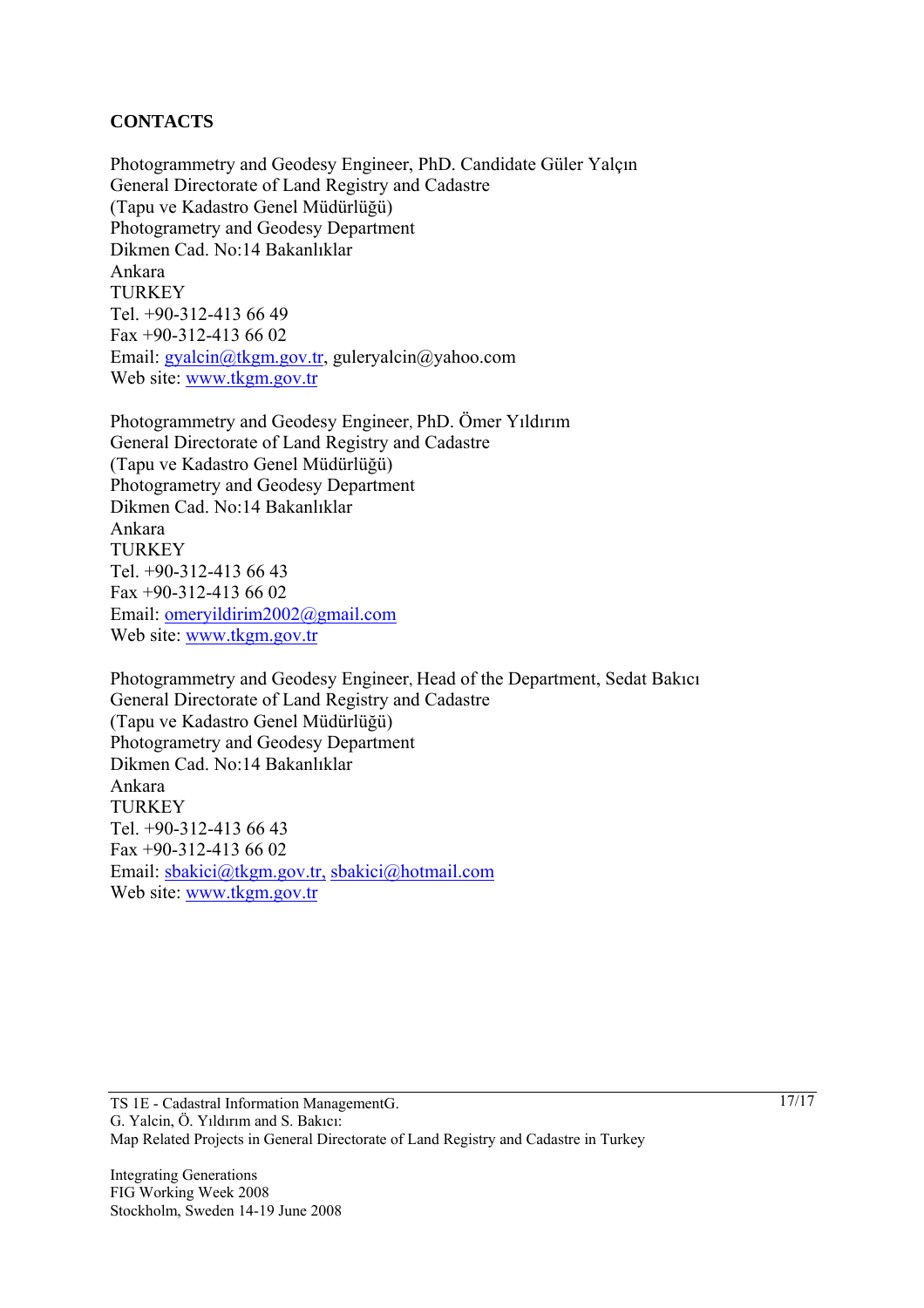**CONTACTS**

Photogrammetry and Geodesy Engineer, PhD. Candidate Güler Yalçın
General Directorate of Land Registry and Cadastre
(Tapu ve Kadastro Genel Müdürlüğü)
Photogrametry and Geodesy Department
Dikmen Cad. No:14 Bakanlıklar
Ankara
TURKEY
Tel. +90-312-413 66 49
Fax +90-312-413 66 02
Email: gyalcin@tkgm.gov.tr, guleryalcin@yahoo.com
Web site: www.tkgm.gov.tr

Photogrammetry and Geodesy Engineer, PhD. Ömer Yıldırım
General Directorate of Land Registry and Cadastre
(Tapu ve Kadastro Genel Müdürlüğü)
Photogrametry and Geodesy Department
Dikmen Cad. No:14 Bakanlıklar
Ankara
TURKEY
Tel. +90-312-413 66 43
Fax +90-312-413 66 02
Email: omeryildirim2002@gmail.com
Web site: www.tkgm.gov.tr

Photogrammetry and Geodesy Engineer, Head of the Department, Sedat Bakıcı
General Directorate of Land Registry and Cadastre
(Tapu ve Kadastro Genel Müdürlüğü)
Photogrametry and Geodesy Department
Dikmen Cad. No:14 Bakanlıklar
Ankara
TURKEY
Tel. +90-312-413 66 43
Fax +90-312-413 66 02
Email: sbakici@tkgm.gov.tr, sbakici@hotmail.com
Web site: www.tkgm.gov.tr